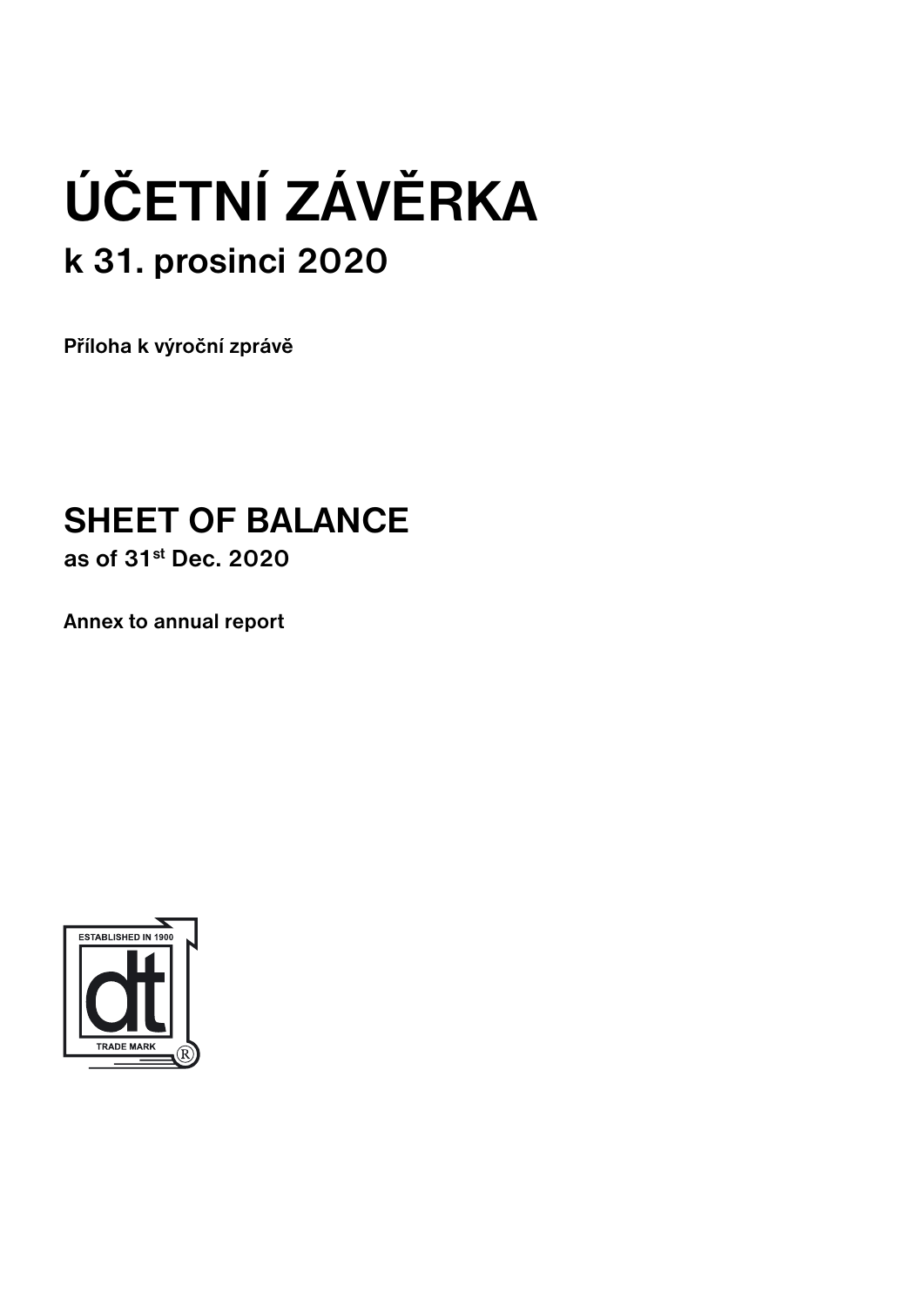# ÚČETNÍ ZÁVĚRKA

## k 31. prosinci 2020

**Příloha k výroční zprávě**

# SHEET OF BALANCE

## as of 31st Dec. 2020

**Annex to annual report**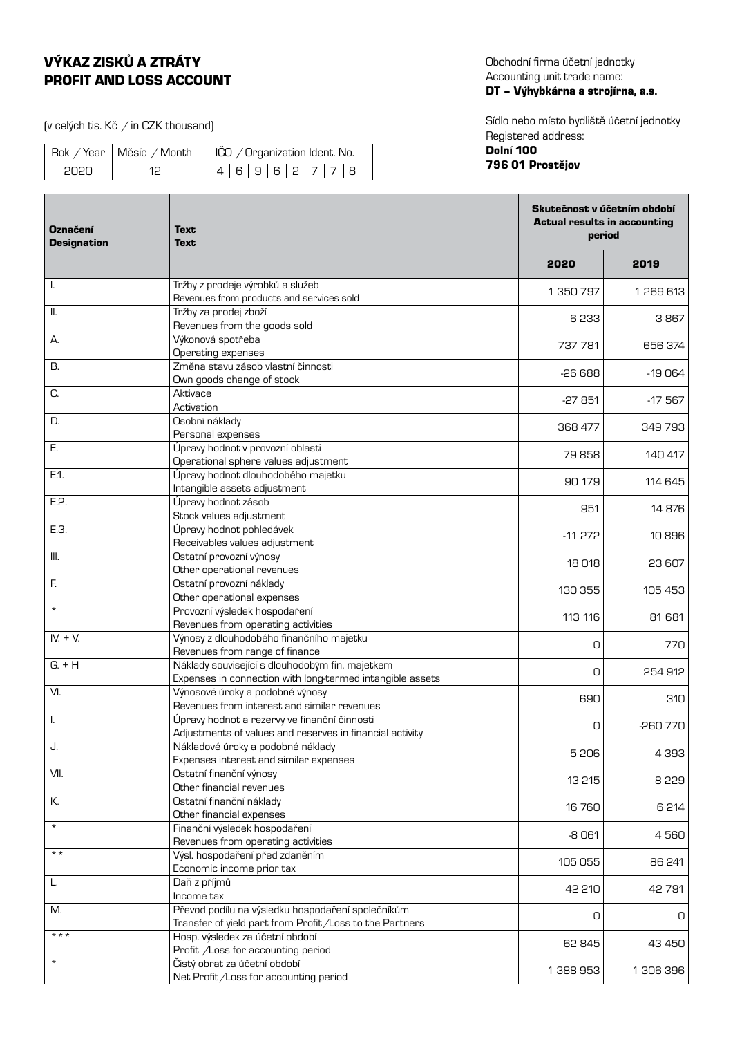# VÝKAZ ZISKŮ A ZTRÁTY
# PROFIT AND LOSS ACCOUNT

(v celých tis. Kč / in CZK thousand)

| Rok / Year | Měsíc / Month | IČO / Organization Ident. No. |
|---|---|---|
| 2020 | 12 | 4 6 9 6 2 7 7 8 |

Obchodní firma účetní jednotky
Accounting unit trade name:
**DT – Výhybkárna a strojírna, a.s.**

Sídlo nebo místo bydliště účetní jednotky
Registered address:
**Dolní 100**
**796 01 Prostějov**

| Označení<br>Designation | Text<br>Text | Skutečnost v účetním období<br>Actual results in accounting period | |
|---|---|---|---|
| | | **2020** | **2019** |
| I. | Tržby z prodeje výrobků a služeb<br>Revenues from products and services sold | 1 350 797 | 1 269 613 |
| II. | Tržby za prodej zboží<br>Revenues from the goods sold | 6 233 | 3 867 |
| A. | Výkonová spotřeba<br>Operating expenses | 737 781 | 656 374 |
| B. | Změna stavu zásob vlastní činnosti<br>Own goods change of stock | -26 688 | -19 064 |
| C. | Aktivace<br>Activation | -27 851 | -17 567 |
| D. | Osobní náklady<br>Personal expenses | 368 477 | 349 793 |
| E. | Úpravy hodnot v provozní oblasti<br>Operational sphere values adjustment | 79 858 | 140 417 |
| E.1. | Úpravy hodnot dlouhodobého majetku<br>Intangible assets adjustment | 90 179 | 114 645 |
| E.2. | Úpravy hodnot zásob<br>Stock values adjustment | 951 | 14 876 |
| E.3. | Úpravy hodnot pohledávek<br>Receivables values adjustment | -11 272 | 10 896 |
| III. | Ostatní provozní výnosy<br>Other operational revenues | 18 018 | 23 607 |
| F. | Ostatní provozní náklady<br>Other operational expenses | 130 355 | 105 453 |
| * | Provozní výsledek hospodaření<br>Revenues from operating activities | 113 116 | 81 681 |
| IV. + V. | Výnosy z dlouhodobého finančního majetku<br>Revenues from range of finance | 0 | 770 |
| G. + H | Náklady související s dlouhodobým fin. majetkem<br>Expenses in connection with long-termed intangible assets | 0 | 254 912 |
| VI. | Výnosové úroky a podobné výnosy<br>Revenues from interest and similar revenues | 690 | 310 |
| I. | Úpravy hodnot a rezervy ve finanční činnosti<br>Adjustments of values and reserves in financial activity | 0 | -260 770 |
| J. | Nákladové úroky a podobné náklady<br>Expenses interest and similar expenses | 5 206 | 4 393 |
| VII. | Ostatní finanční výnosy<br>Other financial revenues | 13 215 | 8 229 |
| K. | Ostatní finanční náklady<br>Other financial expenses | 16 760 | 6 214 |
| * | Finanční výsledek hospodaření<br>Revenues from operating activities | -8 061 | 4 560 |
| ** | Výsl. hospodaření před zdaněním<br>Economic income prior tax | 105 055 | 86 241 |
| L. | Daň z příjmů<br>Income tax | 42 210 | 42 791 |
| M. | Převod podílu na výsledku hospodaření společníkům<br>Transfer of yield part from Profit/Loss to the Partners | 0 | 0 |
| *** | Hosp. výsledek za účetní období<br>Profit /Loss for accounting period | 62 845 | 43 450 |
| * | Čistý obrat za účetní období<br>Net Profit/Loss for accounting period | 1 388 953 | 1 306 396 |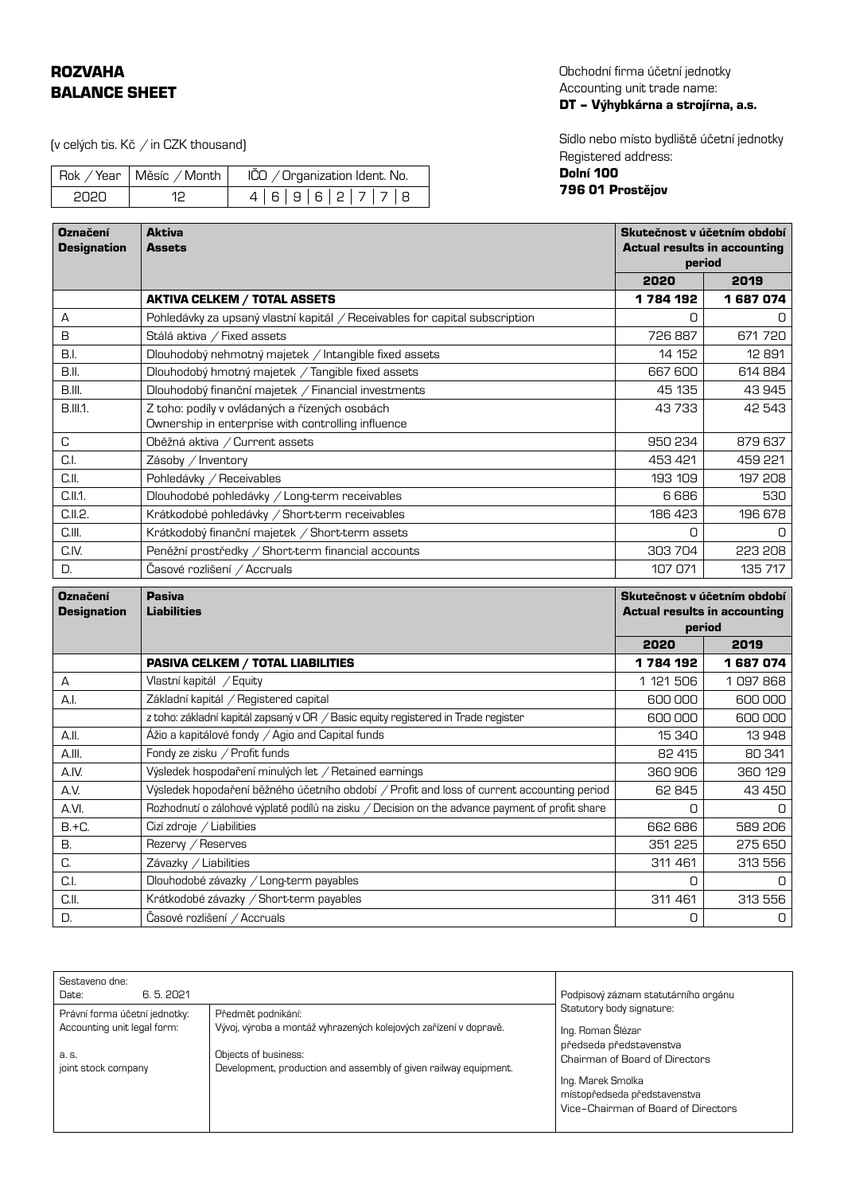# ROZVAHA
# BALANCE SHEET

(v celých tis. Kč / in CZK thousand)

| Rok / Year | Měsíc / Month | IČO / Organization Ident. No. |
|---|---|---|
| 2020 | 12 | 4 6 9 6 2 7 7 8 |

Obchodní firma účetní jednotky
Accounting unit trade name:
**DT – Výhybkárna a strojírna, a.s.**

Sídlo nebo místo bydliště účetní jednotky
Registered address:
**Dolní 100**
**796 01 Prostějov**

| Označení / Designation | Aktiva / Assets | Skutečnost v účetním období / Actual results in accounting period | |
|---|---|---|---|
| | | **2020** | **2019** |
| | **AKTIVA CELKEM / TOTAL ASSETS** | **1 784 192** | **1 687 074** |
| A | Pohledávky za upsaný vlastní kapitál / Receivables for capital subscription | 0 | 0 |
| B | Stálá aktiva / Fixed assets | 726 887 | 671 720 |
| B.I. | Dlouhodobý nehmotný majetek / Intangible fixed assets | 14 152 | 12 891 |
| B.II. | Dlouhodobý hmotný majetek / Tangible fixed assets | 667 600 | 614 884 |
| B.III. | Dlouhodobý finanční majetek / Financial investments | 45 135 | 43 945 |
| B.III.1. | Z toho: podíly v ovládaných a řízených osobách Ownership in enterprise with controlling influence | 43 733 | 42 543 |
| C | Oběžná aktiva / Current assets | 950 234 | 879 637 |
| C.I. | Zásoby / Inventory | 453 421 | 459 221 |
| C.II. | Pohledávky / Receivables | 193 109 | 197 208 |
| C.II.1. | Dlouhodobé pohledávky / Long-term receivables | 6 686 | 530 |
| C.II.2. | Krátkodobé pohledávky / Short-term receivables | 186 423 | 196 678 |
| C.III. | Krátkodobý finanční majetek / Short-term assets | 0 | 0 |
| C.IV. | Peněžní prostředky / Short-term financial accounts | 303 704 | 223 208 |
| D. | Časové rozlišení / Accruals | 107 071 | 135 717 |

| Označení / Designation | Pasiva / Liabilities | Skutečnost v účetním období / Actual results in accounting period | |
|---|---|---|---|
| | | **2020** | **2019** |
| | **PASIVA CELKEM / TOTAL LIABILITIES** | **1 784 192** | **1 687 074** |
| A | Vlastní kapitál / Equity | 1 121 506 | 1 097 868 |
| A.I. | Základní kapitál / Registered capital | 600 000 | 600 000 |
| | z toho: základní kapitál zapsaný v OR / Basic equity registered in Trade register | 600 000 | 600 000 |
| A.II. | Ážio a kapitálové fondy / Agio and Capital funds | 15 340 | 13 948 |
| A.III. | Fondy ze zisku / Profit funds | 82 415 | 80 341 |
| A.IV. | Výsledek hospodaření minulých let / Retained earnings | 360 906 | 360 129 |
| A.V. | Výsledek hospodaření běžného účetního období / Profit and loss of current accounting period | 62 845 | 43 450 |
| A.VI. | Rozhodnutí o zálohové výplatě podílů na zisku / Decision on the advance payment of profit share | 0 | 0 |
| B.+C. | Cizí zdroje / Liabilities | 662 686 | 589 206 |
| B. | Rezervy / Reserves | 351 225 | 275 650 |
| C. | Závazky / Liabilities | 311 461 | 313 556 |
| C.I. | Dlouhodobé závazky / Long-term payables | 0 | 0 |
| C.II. | Krátkodobé závazky / Short-term payables | 311 461 | 313 556 |
| D. | Časové rozlišení / Accruals | 0 | 0 |

| Sestaveno dne: / Date: 6. 5. 2021 | | Podpisový záznam statutárního orgánu / Statutory body signature: |
|---|---|---|
| Právní forma účetní jednotky: / Accounting unit legal form: a. s. / joint stock company | Předmět podnikání: Vývoj, výroba a montáž vyhrazených kolejových zařízení v dopravě. Objects of business: Development, production and assembly of given railway equipment. | Ing. Roman Šlézar, předseda představenstva / Chairman of Board of Directors; Ing. Marek Smolka, místopředseda představenstva / Vice–Chairman of Board of Directors |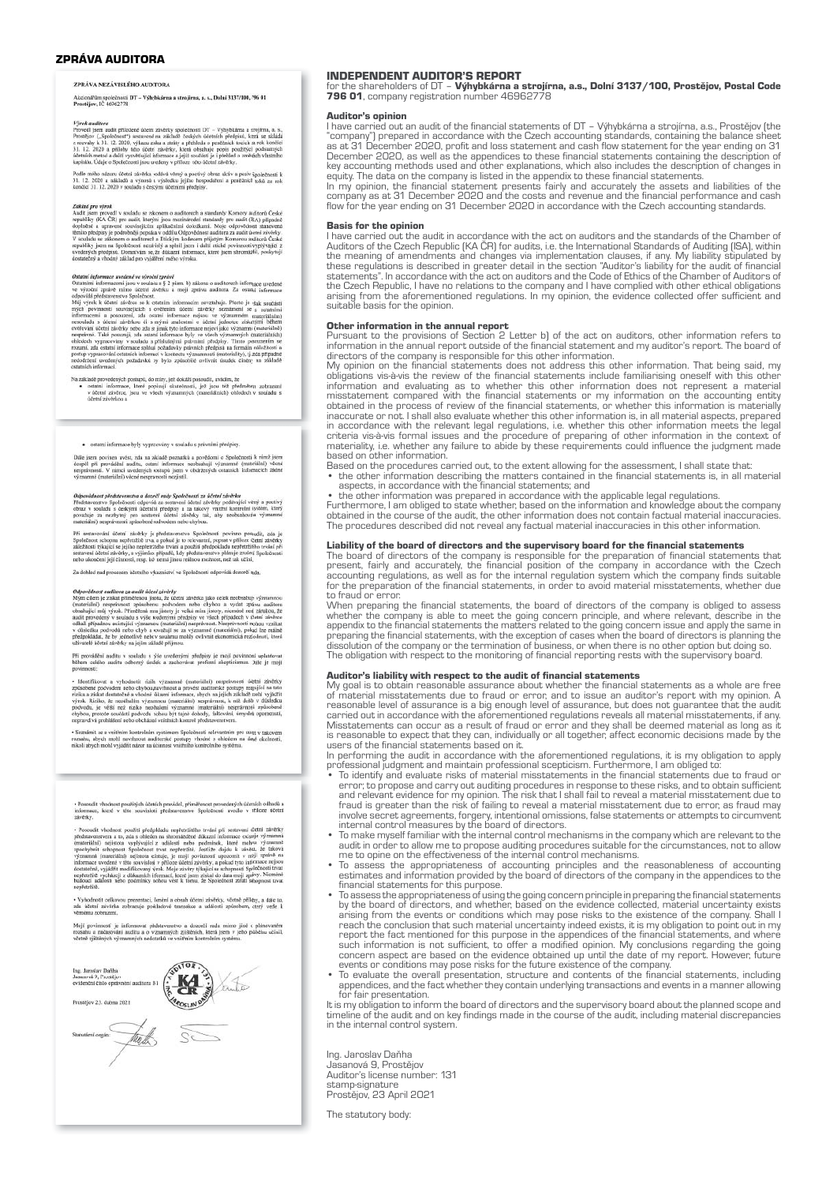## ZPRÁVA AUDITORA

## INDEPENDENT AUDITOR'S REPORT

for the shareholders of DT – **Výhybkárna a strojírna, a.s., Dolní 3137/100, Prostějov, Postal Code 796 01**, company registration number 46962778

### Auditor's opinion

I have carried out an audit of the financial statements of DT – Výhybkárna a strojírna, a.s., Prostějov (the "company") prepared in accordance with the Czech accounting standards, containing the balance sheet as at 31 December 2020, profit and loss statement and cash flow statement for the year ending on 31 December 2020, as well as the appendices to these financial statements containing the description of key accounting methods used and other explanations, which also includes the description of changes in equity. The data on the company is listed in the appendix to these financial statements.

In my opinion, the financial statement presents fairly and accurately the assets and liabilities of the company as at 31 December 2020 and the costs and revenue and the financial performance and cash flow for the year ending on 31 December 2020 in accordance with the Czech accounting standards.

### Basis for the opinion

I have carried out the audit in accordance with the act on auditors and the standards of the Chamber of Auditors of the Czech Republic (KA ČR) for audits, i.e. the International Standards of Auditing (ISA), within the meaning of amendments and changes via implementation clauses, if any. My liability stipulated by these regulations is described in greater detail in the section "Auditor's liability for the audit of financial statements". In accordance with the act on auditors and the Code of Ethics of the Chamber of Auditors of the Czech Republic, I have no relations to the company and I have complied with other ethical obligations arising from the aforementioned regulations. In my opinion, the evidence collected offer sufficient and suitable basis for the opinion.

### Other information in the annual report

Pursuant to the provisions of Section 2 Letter b) of the act on auditors, other information refers to information in the annual report outside of the financial statement and my auditor's report. The board of directors of the company is responsible for this other information.

My opinion on the financial statements does not address this other information. That being said, my obligations vis-à-vis the review of the financial statements include familiarising oneself with this other information and evaluating as to whether this other information does not represent a material misstatement compared with the financial statements or my information on the accounting entity obtained in the process of review of the financial statements, or whether this information is materially inaccurate or not. I shall also evaluate whether this other information is, in all material aspects, prepared in accordance with the relevant legal regulations, i.e. whether this other information meets the legal criteria vis-à-vis formal issues and the procedure of preparing of other information in the context of materiality, i.e. whether any failure to abide by these requirements could influence the judgment made based on other information.

Based on the procedures carried out, to the extent allowing for the assessment, I shall state that:

- the other information describing the matters contained in the financial statements is, in all material aspects, in accordance with the financial statements; and
- the other information was prepared in accordance with the applicable legal regulations.

Furthermore, I am obliged to state whether, based on the information and knowledge about the company obtained in the course of the audit, the other information does not contain factual material inaccuracies. The procedures described did not reveal any factual material inaccuracies in this other information.

### Liability of the board of directors and the supervisory board for the financial statements

The board of directors of the company is responsible for the preparation of financial statements that present, fairly and accurately, the financial position of the company in accordance with the Czech accounting regulations, as well as for the internal regulation system which the company finds suitable for the preparation of the financial statements, in order to avoid material misstatements, whether due to fraud or error.

When preparing the financial statements, the board of directors of the company is obliged to assess whether the company is able to meet the going concern principle, and where relevant, describe in the appendix to the financial statements the matters related to the going concern issue and apply the same in preparing the financial statements, with the exception of cases when the board of directors is planning the dissolution of the company or the termination of business, or when there is no other option but doing so.

The obligation with respect to the monitoring of financial reporting rests with the supervisory board.

### Auditor's liability with respect to the audit of financial statements

My goal is to obtain reasonable assurance about whether the financial statements as a whole are free of material misstatements due to fraud or error, and to issue an auditor's report with my opinion. A reasonable level of assurance is a big enough level of assurance, but does not guarantee that the audit carried out in accordance with the aforementioned regulations reveals all material misstatements, if any. Misstatements can occur as a result of fraud or error and they shall be deemed material as long as it is reasonable to expect that they can, individually or all together, affect economic decisions made by the users of the financial statements based on it.

In performing the audit in accordance with the aforementioned regulations, it is my obligation to apply professional judgment and maintain professional scepticism. Furthermore, I am obliged to:

- To identify and evaluate risks of material misstatements in the financial statements due to fraud or error; to propose and carry out auditing procedures in response to these risks, and to obtain sufficient and relevant evidence for my opinion. The risk that I shall fail to reveal a material misstatement due to fraud is greater than the risk of failing to reveal a material misstatement due to error, as fraud may involve secret agreements, forgery, intentional omissions, false statements or attempts to circumvent internal control measures by the board of directors.
- To make myself familiar with the internal control mechanisms in the company which are relevant to the audit in order to allow me to propose auditing procedures suitable for the circumstances, not to allow me to opine on the effectiveness of the internal control mechanisms.
- To assess the appropriateness of accounting principles and the reasonableness of accounting estimates and information provided by the board of directors of the company in the appendices to the financial statements for this purpose.
- To assess the appropriateness of using the going concern principle in preparing the financial statements by the board of directors, and whether, based on the evidence collected, material uncertainty exists arising from the events or conditions which may pose risks to the existence of the company. Shall I reach the conclusion that such material uncertainty indeed exists, it is my obligation to point out in my report the fact mentioned for this purpose in the appendices of the financial statements, and where such information is not sufficient, to offer a modified opinion. My conclusions regarding the going concern aspect are based on the evidence obtained up until the date of my report. However, future events or conditions may pose risks for the future existence of the company.
- To evaluate the overall presentation, structure and contents of the financial statements, including appendices, and the fact whether they contain underlying transactions and events in a manner allowing for fair presentation.

It is my obligation to inform the board of directors and the supervisory board about the planned scope and timeline of the audit and on key findings made in the course of the audit, including material discrepancies in the internal control system.

Ing. Jaroslav Daňha
Jasanová 9, Prostějov
Auditor's license number: 131
stamp-signature
Prostějov, 23 April 2021

The statutory body: